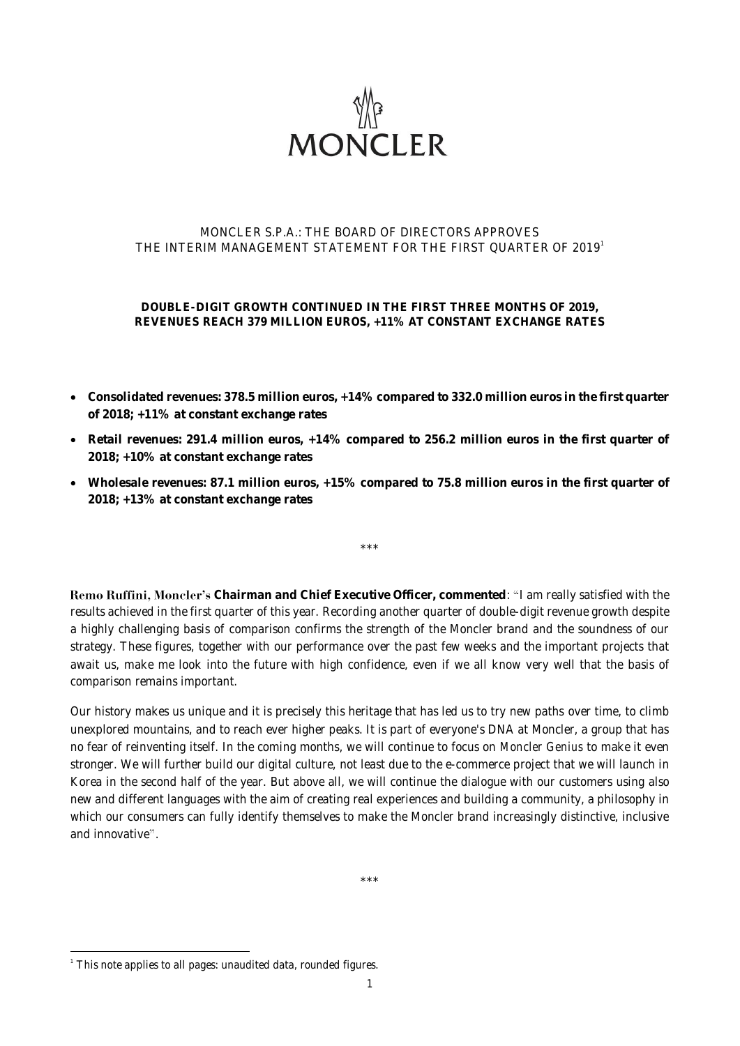MONCLER

# MONCLER S.P.A.: THE BOARD OF DIRECTORS APPROVES THE INTERIM MANAGEMENT STATEMENT FOR THE FIRST QUARTER OF 2019[1]

**DOUBLE-DIGIT GROWTH CONTINUED IN THE FIRST THREE MONTHS OF 2019, REVENUES REACH 379 MILLION EUROS, +11% AT CONSTANT EXCHANGE RATES**

- **Consolidated revenues: 378.5 million euros, +14% compared to 332.0 million euros in the first quarter of 2018; +11% at constant exchange rates**
- **Retail revenues: 291.4 million euros, +14% compared to 256.2 million euros in the first quarter of 2018; +10% at constant exchange rates**
- **Wholesale revenues: 87.1 million euros, +15% compared to 75.8 million euros in the first quarter of 2018; +13% at constant exchange rates**

\*\*\*

**Remo Ruffini, Moncler's Chairman and Chief Executive Officer, commented**: "I am really satisfied with the results achieved in the first quarter of this year. Recording another quarter of double-digit revenue growth despite a highly challenging basis of comparison confirms the strength of the Moncler brand and the soundness of our strategy. These figures, together with our performance over the past few weeks and the important projects that await us, make me look into the future with high confidence, even if we all know very well that the basis of comparison remains important.

Our history makes us unique and it is precisely this heritage that has led us to try new paths over time, to climb unexplored mountains, and to reach ever higher peaks. It is part of everyone's DNA at Moncler, a group that has no fear of reinventing itself. In the coming months, we will continue to focus on *Moncler Genius* to make it even stronger. We will further build our digital culture, not least due to the e-commerce project that we will launch in Korea in the second half of the year. But above all, we will continue the dialogue with our customers using also new and different languages with the aim of creating real experiences and building a community, a philosophy in which our consumers can fully identify themselves to make the Moncler brand increasingly distinctive, inclusive and innovative".

\*\*\*

[1] This note applies to all pages: unaudited data, rounded figures.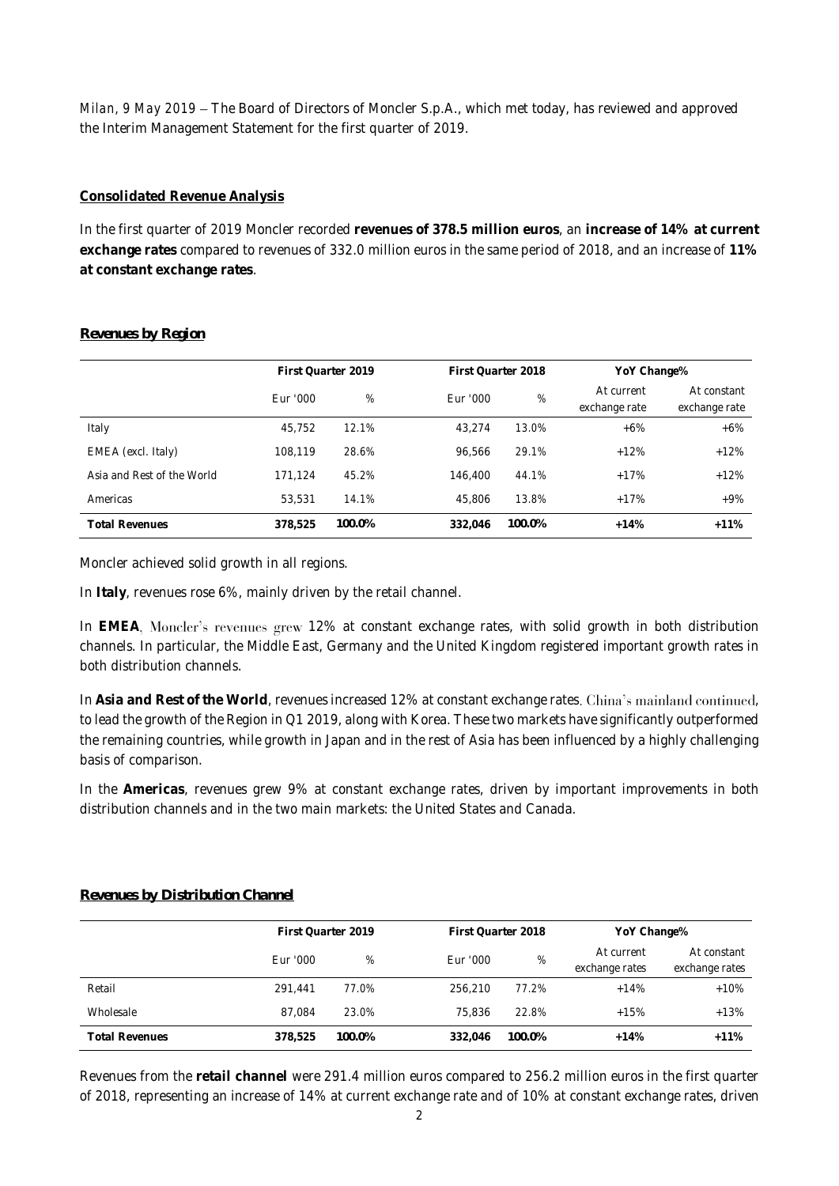*Milan, 9 May 2019* – The Board of Directors of Moncler S.p.A., which met today, has reviewed and approved the Interim Management Statement for the first quarter of 2019.

**Consolidated Revenue Analysis**

In the first quarter of 2019 Moncler recorded **revenues of 378.5 million euros**, an **increase of 14% at current exchange rates** compared to revenues of 332.0 million euros in the same period of 2018, and an increase of **11% at constant exchange rates**.

***Revenues by Region***

| | First Quarter 2019 | | First Quarter 2018 | | YoY Change% | |
|---|---|---|---|---|---|---|
| | Eur '000 | % | Eur '000 | % | At current exchange rate | At constant exchange rate |
| Italy | 45,752 | 12.1% | 43,274 | 13.0% | +6% | +6% |
| EMEA (excl. Italy) | 108,119 | 28.6% | 96,566 | 29.1% | +12% | +12% |
| Asia and Rest of the World | 171,124 | 45.2% | 146,400 | 44.1% | +17% | +12% |
| Americas | 53,531 | 14.1% | 45,806 | 13.8% | +17% | +9% |
| **Total Revenues** | **378,525** | **100.0%** | **332,046** | **100.0%** | **+14%** | **+11%** |

Moncler achieved solid growth in all regions.

In **Italy**, revenues rose 6%, mainly driven by the retail channel.

In **EMEA**, Moncler's revenues grew 12% at constant exchange rates, with solid growth in both distribution channels. In particular, the Middle East, Germany and the United Kingdom registered important growth rates in both distribution channels.

In **Asia and Rest of the World**, revenues increased 12% at constant exchange rates. China's mainland continued, to lead the growth of the Region in Q1 2019, along with Korea. These two markets have significantly outperformed the remaining countries, while growth in Japan and in the rest of Asia has been influenced by a highly challenging basis of comparison.

In the **Americas**, revenues grew 9% at constant exchange rates, driven by important improvements in both distribution channels and in the two main markets: the United States and Canada.

***Revenues by Distribution Channel***

| | First Quarter 2019 | | First Quarter 2018 | | YoY Change% | |
|---|---|---|---|---|---|---|
| | Eur '000 | % | Eur '000 | % | At current exchange rates | At constant exchange rates |
| Retail | 291,441 | 77.0% | 256,210 | 77.2% | +14% | +10% |
| Wholesale | 87,084 | 23.0% | 75,836 | 22.8% | +15% | +13% |
| **Total Revenues** | **378,525** | **100.0%** | **332,046** | **100.0%** | **+14%** | **+11%** |

Revenues from the **retail channel** were 291.4 million euros compared to 256.2 million euros in the first quarter of 2018, representing an increase of 14% at current exchange rate and of 10% at constant exchange rates, driven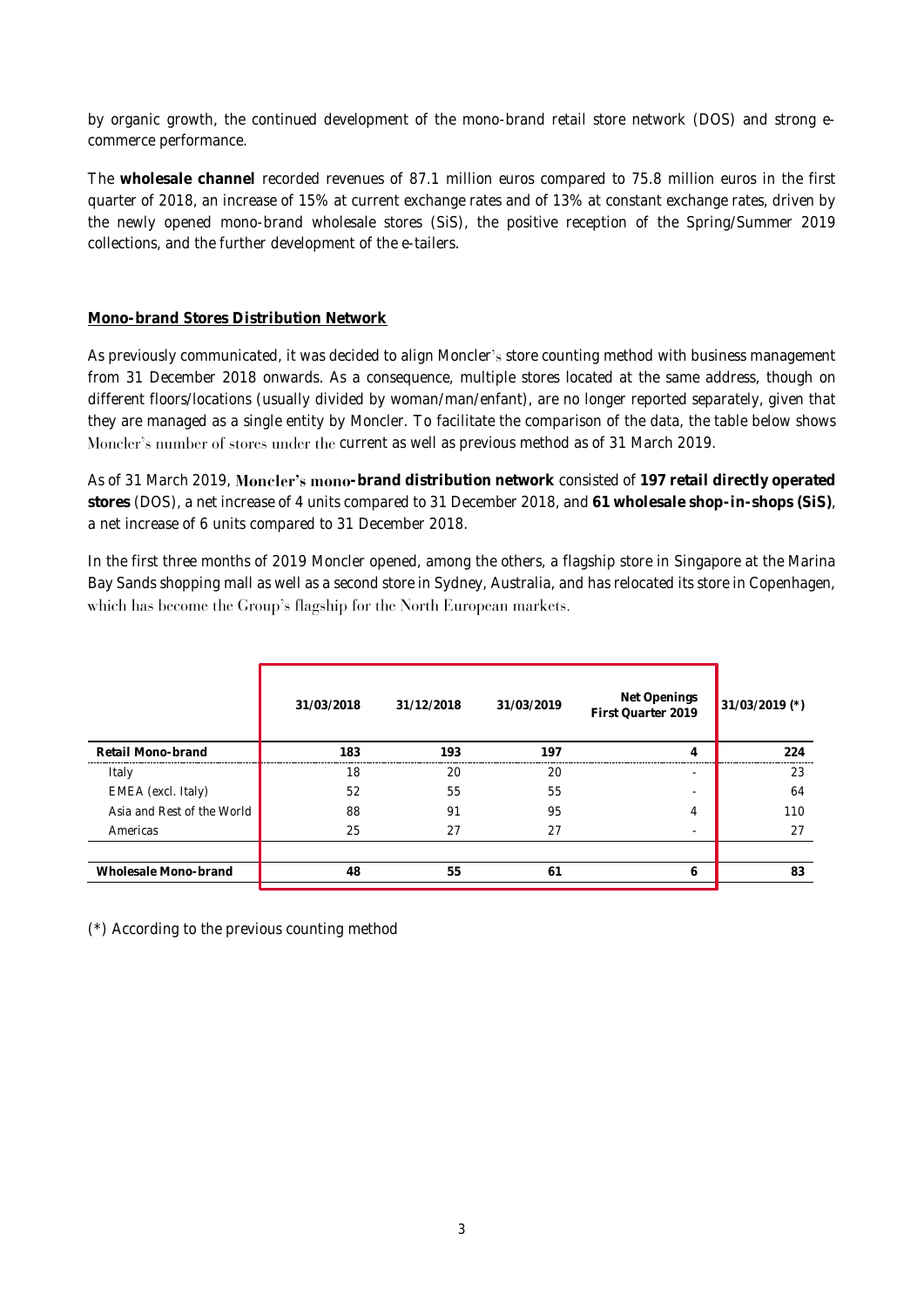by organic growth, the continued development of the mono-brand retail store network (DOS) and strong e-commerce performance.

The **wholesale channel** recorded revenues of 87.1 million euros compared to 75.8 million euros in the first quarter of 2018, an increase of 15% at current exchange rates and of 13% at constant exchange rates, driven by the newly opened mono-brand wholesale stores (SiS), the positive reception of the Spring/Summer 2019 collections, and the further development of the e-tailers.

**Mono-brand Stores Distribution Network**

As previously communicated, it was decided to align Moncler's store counting method with business management from 31 December 2018 onwards. As a consequence, multiple stores located at the same address, though on different floors/locations (usually divided by woman/man/enfant), are no longer reported separately, given that they are managed as a single entity by Moncler. To facilitate the comparison of the data, the table below shows Moncler's number of stores under the current as well as previous method as of 31 March 2019.

As of 31 March 2019, **Moncler's mono-brand distribution network** consisted of **197 retail directly operated stores** (DOS), a net increase of 4 units compared to 31 December 2018, and **61 wholesale shop-in-shops (SiS)**, a net increase of 6 units compared to 31 December 2018.

In the first three months of 2019 Moncler opened, among the others, a flagship store in Singapore at the Marina Bay Sands shopping mall as well as a second store in Sydney, Australia, and has relocated its store in Copenhagen, which has become the Group's flagship for the North European markets.

| | 31/03/2018 | 31/12/2018 | 31/03/2019 | Net Openings First Quarter 2019 | 31/03/2019 (*) |
|---|---|---|---|---|---|
| **Retail Mono-brand** | **183** | **193** | **197** | **4** | **224** |
| Italy | 18 | 20 | 20 | - | 23 |
| EMEA (excl. Italy) | 52 | 55 | 55 | - | 64 |
| Asia and Rest of the World | 88 | 91 | 95 | 4 | 110 |
| Americas | 25 | 27 | 27 | - | 27 |
| | | | | | |
| **Wholesale Mono-brand** | **48** | **55** | **61** | **6** | **83** |

(*) According to the previous counting method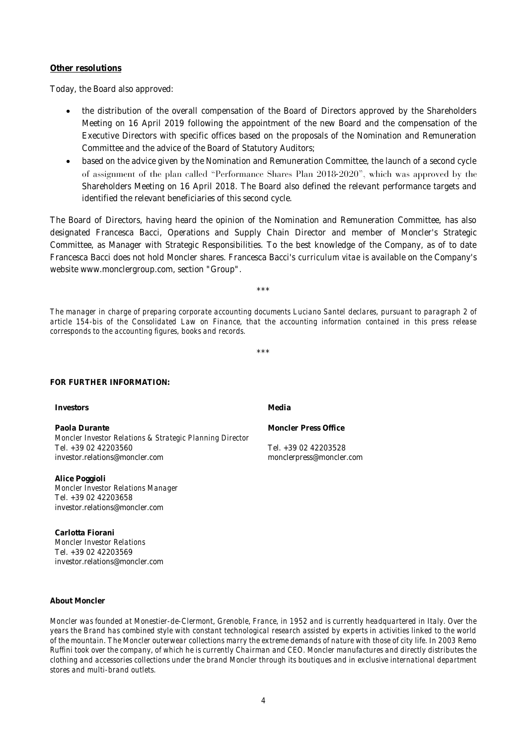**Other resolutions**

Today, the Board also approved:

- the distribution of the overall compensation of the Board of Directors approved by the Shareholders Meeting on 16 April 2019 following the appointment of the new Board and the compensation of the Executive Directors with specific offices based on the proposals of the Nomination and Remuneration Committee and the advice of the Board of Statutory Auditors;
- based on the advice given by the Nomination and Remuneration Committee, the launch of a second cycle of assignment of the plan called "Performance Shares Plan 2018-2020", which was approved by the Shareholders Meeting on 16 April 2018. The Board also defined the relevant performance targets and identified the relevant beneficiaries of this second cycle.

The Board of Directors, having heard the opinion of the Nomination and Remuneration Committee, has also designated Francesca Bacci, Operations and Supply Chain Director and member of Moncler's Strategic Committee, as Manager with Strategic Responsibilities. To the best knowledge of the Company, as of to date Francesca Bacci does not hold Moncler shares. Francesca Bacci's *curriculum vitae* is available on the Company's website www.monclergroup.com, section "Group".

\*\*\*

*The manager in charge of preparing corporate accounting documents Luciano Santel declares, pursuant to paragraph 2 of article 154-bis of the Consolidated Law on Finance, that the accounting information contained in this press release corresponds to the accounting figures, books and records.*

\*\*\*

**FOR FURTHER INFORMATION:**

**Investors**

**Paola Durante**
*Moncler Investor Relations & Strategic Planning Director*
Tel. +39 02 42203560
investor.relations@moncler.com

**Alice Poggioli**
*Moncler Investor Relations Manager*
Tel. +39 02 42203658
investor.relations@moncler.com

**Carlotta Fiorani**
*Moncler Investor Relations*
Tel. +39 02 42203569
investor.relations@moncler.com

**Media**

**Moncler Press Office**

Tel. +39 02 42203528
monclerpress@moncler.com

**About Moncler**

*Moncler was founded at Monestier-de-Clermont, Grenoble, France, in 1952 and is currently headquartered in Italy. Over the years the Brand has combined style with constant technological research assisted by experts in activities linked to the world of the mountain. The Moncler outerwear collections marry the extreme demands of nature with those of city life. In 2003 Remo Ruffini took over the company, of which he is currently Chairman and CEO. Moncler manufactures and directly distributes the clothing and accessories collections under the brand Moncler through its boutiques and in exclusive international department stores and multi-brand outlets.*